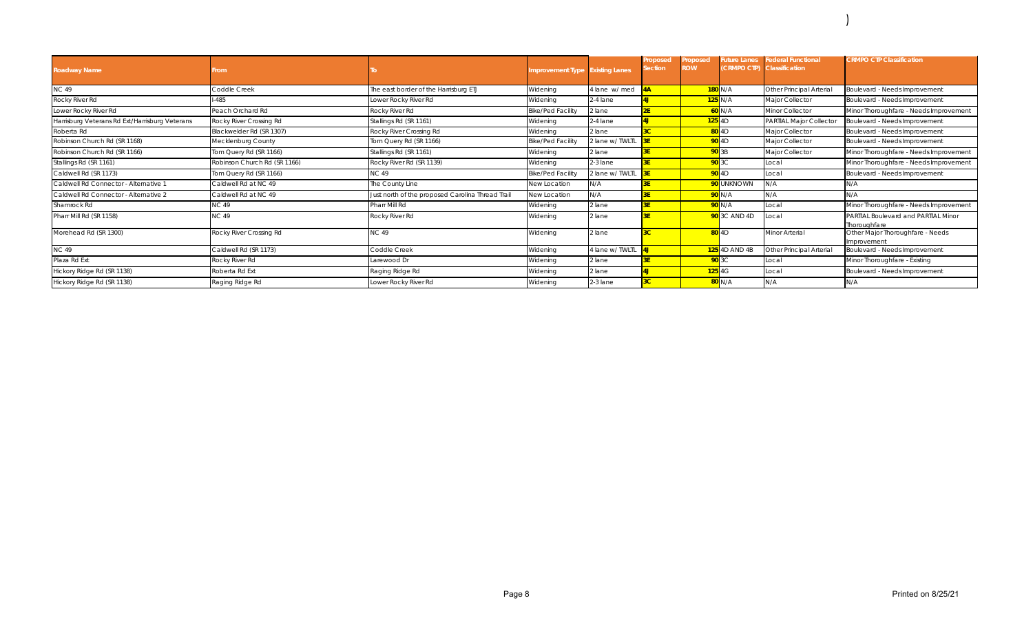| Roadway Name | From | To | Improvement Type | Existing Lanes | Proposed Section | Proposed ROW | Future Lanes (CRMPO CTP) | Federal Functional Classification | CRMPO CTP Classification |
|---|---|---|---|---|---|---|---|---|---|
| NC 49 | Coddle Creek | The east border of the Harrisburg ETJ | Widening | 4 lane w/ med | 4A | 180 | N/A | Other Principal Arterial | Boulevard - Needs Improvement |
| Rocky River Rd | I-485 | Lower Rocky River Rd | Widening | 2-4 lane | 4J | 125 | N/A | Major Collector | Boulevard - Needs Improvement |
| Lower Rocky River Rd | Peach Orchard Rd | Rocky River Rd | Bike/Ped Facility | 2 lane | 2E | 60 | N/A | Minor Collector | Minor Thoroughfare - Needs Improvement |
| Harrisburg Veterans Rd Ext/Harrisburg Veterans | Rocky River Crossing Rd | Stallings Rd (SR 1161) | Widening | 2-4 lane | 4J | 125 | 4D | PARTIAL Major Collector | Boulevard - Needs Improvement |
| Roberta Rd | Blackwelder Rd (SR 1307) | Rocky River Crossing Rd | Widening | 2 lane | 3C | 80 | 4D | Major Collector | Boulevard - Needs Improvement |
| Robinson Church Rd (SR 1168) | Mecklenburg County | Tom Query Rd (SR 1166) | Bike/Ped Facility | 2 lane w/ TWLTL | 3E | 90 | 4D | Major Collector | Boulevard - Needs Improvement |
| Robinson Church Rd (SR 1166) | Tom Query Rd (SR 1166) | Stallings Rd (SR 1161) | Widening | 2 lane | 3E | 90 | 3B | Major Collector | Minor Thoroughfare - Needs Improvement |
| Stallings Rd (SR 1161) | Robinson Church Rd (SR 1166) | Rocky River Rd (SR 1139) | Widening | 2-3 lane | 3E | 90 | 3C | Local | Minor Thoroughfare - Needs Improvement |
| Caldwell Rd (SR 1173) | Tom Query Rd (SR 1166) | NC 49 | Bike/Ped Facility | 2 lane w/ TWLTL | 3E | 90 | 4D | Local | Boulevard - Needs Improvement |
| Caldwell Rd Connector - Alternative 1 | Caldwell Rd at NC 49 | The County Line | New Location | N/A | 3E | 90 | UNKNOWN | N/A | N/A |
| Caldwell Rd Connector - Alternative 2 | Caldwell Rd at NC 49 | Just north of the proposed Carolina Thread Trail | New Location | N/A | 3E | 90 | N/A | N/A | N/A |
| Shamrock Rd | NC 49 | Pharr Mill Rd | Widening | 2 lane | 3E | 90 | N/A | Local | Minor Thoroughfare - Needs Improvement |
| Pharr Mill Rd (SR 1158) | NC 49 | Rocky River Rd | Widening | 2 lane | 3E | 90 | 3C AND 4D | Local | PARTIAL Boulevard and PARTIAL Minor Thoroughfare |
| Morehead Rd (SR 1300) | Rocky River Crossing Rd | NC 49 | Widening | 2 lane | 3C | 80 | 4D | Minor Arterial | Other Major Thoroughfare - Needs Improvement |
| NC 49 | Caldwell Rd (SR 1173) | Coddle Creek | Widening | 4 lane w/ TWLTL | 4J | 125 | 4D AND 4B | Other Principal Arterial | Boulevard - Needs Improvement |
| Plaza Rd Ext | Rocky River Rd | Larewood Dr | Widening | 2 lane | 3E | 90 | 3C | Local | Minor Thoroughfare - Existing |
| Hickory Ridge Rd (SR 1138) | Roberta Rd Ext | Raging Ridge Rd | Widening | 2 lane | 4J | 125 | 4G | Local | Boulevard - Needs Improvement |
| Hickory Ridge Rd (SR 1138) | Raging Ridge Rd | Lower Rocky River Rd | Widening | 2-3 lane | 3C | 80 | N/A | N/A | N/A |

Printed on 8/25/21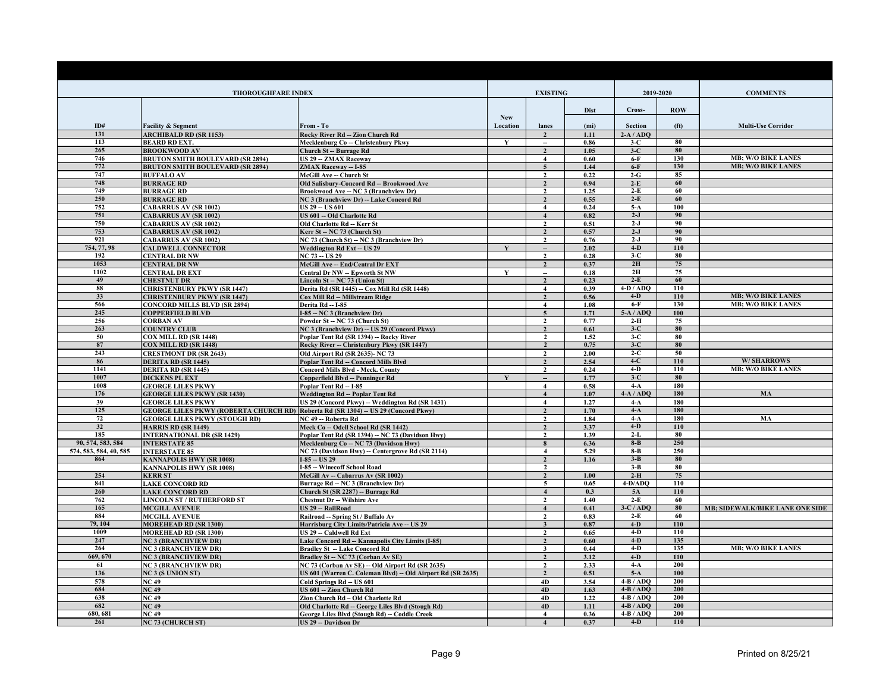| THOROUGHFARE INDEX | | | EXISTING | | | 2019-2020 | | COMMENTS |
|---|---|---|---|---|---|---|---|---|
| ID# | Facility & Segment | From - To | New Location | lanes | Dist (mi) | Cross-Section | ROW (ft) | Multi-Use Corridor |
| 131 | ARCHIBALD RD (SR 1153) | Rocky River Rd -- Zion Church Rd | | 2 | 1.11 | 2-A / ADQ | | |
| 113 | BEARD RD EXT. | Mecklenburg Co -- Christenbury Pkwy | Y | -- | 0.86 | 3-C | 80 | |
| 265 | BROOKWOOD AV | Church St -- Burrage Rd | | 2 | 1.05 | 3-C | 80 | |
| 746 | BRUTON SMITH BOULEVARD (SR 2894) | US 29 -- ZMAX Raceway | | 4 | 0.60 | 6-F | 130 | MB; W/O BIKE LANES |
| 772 | BRUTON SMITH BOULEVARD (SR 2894) | ZMAX Raceway -- I-85 | | 5 | 1.44 | 6-F | 130 | MB; W/O BIKE LANES |
| 747 | BUFFALO AV | McGill Ave -- Church St | | 2 | 0.22 | 2-G | 85 | |
| 748 | BURRAGE RD | Old Salisbury-Concord Rd -- Brookwood Ave | | 2 | 0.94 | 2-E | 60 | |
| 749 | BURRAGE RD | Brookwood Ave -- NC 3 (Branchview Dr) | | 2 | 1.25 | 2-E | 60 | |
| 250 | BURRAGE RD | NC 3 (Branchview Dr) -- Lake Concord Rd | | 2 | 0.55 | 2-E | 60 | |
| 752 | CABARRUS AV (SR 1002) | US 29 -- US 601 | | 4 | 0.24 | 5-A | 100 | |
| 751 | CABARRUS AV (SR 1002) | US 601 -- Old Charlotte Rd | | 4 | 0.82 | 2-J | 90 | |
| 750 | CABARRUS AV (SR 1002) | Old Charlotte Rd -- Kerr St | | 2 | 0.51 | 2-J | 90 | |
| 753 | CABARRUS AV (SR 1002) | Kerr St -- NC 73 (Church St) | | 2 | 0.57 | 2-J | 90 | |
| 921 | CABARRUS AV (SR 1002) | NC 73 (Church St) -- NC 3 (Branchview Dr) | | 2 | 0.76 | 2-J | 90 | |
| 754, 77, 98 | CALDWELL CONNECTOR | Weddington Rd Ext -- US 29 | Y | -- | 2.02 | 4-D | 110 | |
| 192 | CENTRAL DR NW | NC 73 -- US 29 | | 2 | 0.28 | 3-C | 80 | |
| 1053 | CENTRAL DR NW | McGill Ave -- End/Central Dr EXT | | 2 | 0.37 | 2H | 75 | |
| 1102 | CENTRAL DR EXT | Central Dr NW -- Epworth St NW | Y | -- | 0.18 | 2H | 75 | |
| 49 | CHESTNUT DR | Lincoln St -- NC 73 (Union St) | | 2 | 0.23 | 2-E | 60 | |
| 88 | CHRISTENBURY PKWY (SR 1447) | Derita Rd (SR 1445) -- Cox Mill Rd (SR 1448) | | 4 | 0.39 | 4-D / ADQ | 110 | |
| 33 | CHRISTENBURY PKWY (SR 1447) | Cox Mill Rd -- Millstream Ridge | | 2 | 0.56 | 4-D | 110 | MB; W/O BIKE LANES |
| 566 | CONCORD MILLS BLVD (SR 2894) | Derita Rd -- I-85 | | 4 | 1.08 | 6-F | 130 | MB; W/O BIKE LANES |
| 245 | COPPERFIELD BLVD | I-85 -- NC 3 (Branchview Dr) | | 5 | 1.71 | 5-A / ADQ | 100 | |
| 256 | CORBAN AV | Powder St -- NC 73 (Church St) | | 2 | 0.77 | 2-H | 75 | |
| 263 | COUNTRY CLUB | NC 3 (Branchview Dr) -- US 29 (Concord Pkwy) | | 2 | 0.61 | 3-C | 80 | |
| 50 | COX MILL RD (SR 1448) | Poplar Tent Rd (SR 1394) -- Rocky River | | 2 | 1.52 | 3-C | 80 | |
| 87 | COX MILL RD (SR 1448) | Rocky River -- Christenbury Pkwy (SR 1447) | | 2 | 0.75 | 3-C | 80 | |
| 243 | CRESTMONT DR (SR 2643) | Old Airport Rd (SR 2635)- NC 73 | | 2 | 2.00 | 2-C | 50 | |
| 86 | DERITA RD (SR 1445) | Poplar Tent Rd -- Concord Mills Blvd | | 2 | 2.54 | 4-C | 110 | W/ SHARROWS |
| 1141 | DERITA RD (SR 1445) | Concord Mills Blvd - Meck. County | | 2 | 0.24 | 4-D | 110 | MB; W/O BIKE LANES |
| 1007 | DICKENS PL EXT | Copperfield Blvd -- Penninger Rd | Y | -- | 1.77 | 3-C | 80 | |
| 1008 | GEORGE LILES PKWY | Poplar Tent Rd -- I-85 | | 4 | 0.58 | 4-A | 180 | |
| 176 | GEORGE LILES PKWY (SR 1430) | Weddington Rd -- Poplar Tent Rd | | 4 | 1.07 | 4-A / ADQ | 180 | MA |
| 39 | GEORGE LILES PKWY | US 29 (Concord Pkwy) -- Weddington Rd (SR 1431) | | 4 | 1.27 | 4-A | 180 | |
| 125 | GEORGE LILES PKWY (ROBERTA CHURCH RD) | Roberta Rd (SR 1304) -- US 29 (Concord Pkwy) | | 2 | 1.70 | 4-A | 180 | |
| 72 | GEORGE LILES PKWY (STOUGH RD) | NC 49 -- Roberta Rd | | 2 | 1.84 | 4-A | 180 | MA |
| 32 | HARRIS RD (SR 1449) | Meck Co -- Odell School Rd (SR 1442) | | 2 | 3.37 | 4-D | 110 | |
| 185 | INTERNATIONAL DR (SR 1429) | Poplar Tent Rd (SR 1394) -- NC 73 (Davidson Hwy) | | 2 | 1.39 | 2-L | 80 | |
| 90, 574, 583, 584 | INTERSTATE 85 | Mecklenburg Co -- NC 73 (Davidson Hwy) | | 8 | 6.36 | 8-B | 250 | |
| 574, 583, 584, 40, 585 | INTERSTATE 85 | NC 73 (Davidson Hwy) -- Centergrove Rd (SR 2114) | | 4 | 5.29 | 8-B | 250 | |
| 864 | KANNAPOLIS HWY (SR 1008) | I-85 -- US 29 | | 2 | 1.16 | 3-B | 80 | |
| | KANNAPOLIS HWY (SR 1008) | I-85 -- Winecoff School Road | | 2 | | 3-B | 80 | |
| 254 | KERR ST | McGill Av -- Cabarrus Av (SR 1002) | | 2 | 1.00 | 2-H | 75 | |
| 841 | LAKE CONCORD RD | Burrage Rd -- NC 3 (Branchview Dr) | | 5 | 0.65 | 4-D/ADQ | 110 | |
| 260 | LAKE CONCORD RD | Church St (SR 2287) -- Burrage Rd | | 4 | 0.3 | 5A | 110 | |
| 762 | LINCOLN ST / RUTHERFORD ST | Chestnut Dr -- Wilshire Ave | | 2 | 1.40 | 2-E | 60 | |
| 165 | MCGILL AVENUE | US 29 -- RailRoad | | 4 | 0.41 | 3-C / ADQ | 80 | MB; SIDEWALK/BIKE LANE ONE SIDE |
| 884 | MCGILL AVENUE | Railroad -- Spring St / Buffalo Av | | 2 | 0.83 | 2-E | 60 | |
| 79, 104 | MOREHEAD RD (SR 1300) | Harrisburg City Limits/Patricia Ave -- US 29 | | 3 | 0.87 | 4-D | 110 | |
| 1009 | MOREHEAD RD (SR 1300) | US 29 -- Caldwell Rd Ext | | 2 | 0.65 | 4-D | 110 | |
| 247 | NC 3 (BRANCHVIEW DR) | Lake Concord Rd -- Kannapolis City Limits (I-85) | | 2 | 0.60 | 4-D | 135 | |
| 264 | NC 3 (BRANCHVIEW DR) | Bradley St -- Lake Concord Rd | | 3 | 0.44 | 4-D | 135 | MB; W/O BIKE LANES |
| 669, 670 | NC 3 (BRANCHVIEW DR) | Bradley St -- NC 73 (Corban Av SE) | | 2 | 3.12 | 4-D | 110 | |
| 61 | NC 3 (BRANCHVIEW DR) | NC 73 (Corban Av SE) -- Old Airport Rd (SR 2635) | | 2 | 2.33 | 4-A | 200 | |
| 136 | NC 3 (S UNION ST) | US 601 (Warren C. Coleman Blvd) -- Old Airport Rd (SR 2635) | | 2 | 0.51 | 5-A | 100 | |
| 578 | NC 49 | Cold Springs Rd -- US 601 | | 4D | 3.54 | 4-B / ADQ | 200 | |
| 684 | NC 49 | US 601 -- Zion Church Rd | | 4D | 1.63 | 4-B / ADQ | 200 | |
| 638 | NC 49 | Zion Church Rd -- Old Charlotte Rd | | 4D | 1.22 | 4-B / ADQ | 200 | |
| 682 | NC 49 | Old Charlotte Rd -- George Liles Blvd (Stough Rd) | | 4D | 1.11 | 4-B / ADQ | 200 | |
| 680, 681 | NC 49 | George Liles Blvd (Stough Rd) -- Coddle Creek | | 4 | 0.36 | 4-B / ADQ | 200 | |
| 261 | NC 73 (CHURCH ST) | US 29 -- Davidson Dr | | 4 | 0.37 | 4-D | 110 | |

Printed on 8/25/21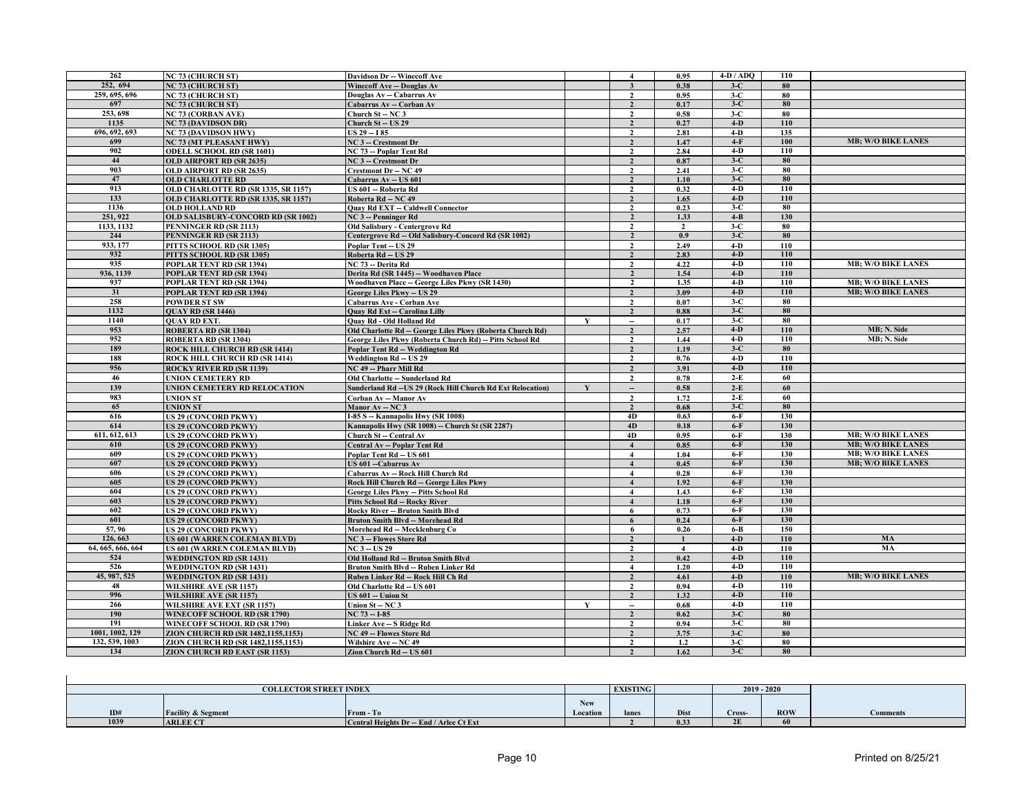| ID# | Facility & Segment | From - To | New Location | Existing lanes | Dist | 2019 - 2020 Cross- | ROW | Comments |
|---|---|---|---|---|---|---|---|---|
| 262 | NC 73 (CHURCH ST) | Davidson Dr -- Winecoff Ave | | 4 | 0.95 | 4-D / ADQ | 110 | |
| 252, 694 | NC 73 (CHURCH ST) | Winecoff Ave -- Douglas Av | | 3 | 0.38 | 3-C | 80 | |
| 259, 695, 696 | NC 73 (CHURCH ST) | Douglas Av -- Cabarrus Av | | 2 | 0.95 | 3-C | 80 | |
| 697 | NC 73 (CHURCH ST) | Cabarrus Av -- Corban Av | | 2 | 0.17 | 3-C | 80 | |
| 253, 698 | NC 73 (CORBAN AVE) | Church St -- NC 3 | | 2 | 0.58 | 3-C | 80 | |
| 1135 | NC 73 (DAVIDSON DR) | Church St -- US 29 | | 2 | 0.27 | 4-D | 110 | |
| 696, 692, 693 | NC 73 (DAVIDSON HWY) | US 29 -- I 85 | | 2 | 2.81 | 4-D | 135 | |
| 699 | NC 73 (MT PLEASANT HWY) | NC 3 -- Crestmont Dr | | 2 | 1.47 | 4-F | 100 | MB; W/O BIKE LANES |
| 902 | ODELL SCHOOL RD (SR 1601) | NC 73 -- Poplar Tent Rd | | 2 | 2.84 | 4-D | 110 | |
| 44 | OLD AIRPORT RD (SR 2635) | NC 3 -- Crestmont Dr | | 2 | 0.87 | 3-C | 80 | |
| 903 | OLD AIRPORT RD (SR 2635) | Crestmont Dr -- NC 49 | | 2 | 2.41 | 3-C | 80 | |
| 47 | OLD CHARLOTTE RD | Cabarrus Av -- US 601 | | 2 | 1.10 | 3-C | 80 | |
| 913 | OLD CHARLOTTE RD (SR 1335, SR 1157) | US 601 -- Roberta Rd | | 2 | 0.32 | 4-D | 110 | |
| 133 | OLD CHARLOTTE RD (SR 1335, SR 1157) | Roberta Rd -- NC 49 | | 2 | 1.65 | 4-D | 110 | |
| 1136 | OLD HOLLAND RD | Quay Rd EXT -- Caldwell Connector | | 2 | 0.23 | 3-C | 80 | |
| 251, 922 | OLD SALISBURY-CONCORD RD (SR 1002) | NC 3 -- Penninger Rd | | 2 | 1.33 | 4-B | 130 | |
| 1133, 1132 | PENNINGER RD (SR 2113) | Old Salisbury - Centergrove Rd | | 2 | 2 | 3-C | 80 | |
| 244 | PENNINGER RD (SR 2113) | Centergrove Rd -- Old Salisbury-Concord Rd (SR 1002) | | 2 | 0.9 | 3-C | 80 | |
| 933, 177 | PITTS SCHOOL RD (SR 1305) | Poplar Tent -- US 29 | | 2 | 2.49 | 4-D | 110 | |
| 932 | PITTS SCHOOL RD (SR 1305) | Roberta Rd -- US 29 | | 2 | 2.83 | 4-D | 110 | |
| 935 | POPLAR TENT RD (SR 1394) | NC 73 -- Derita Rd | | 2 | 4.22 | 4-D | 110 | MB; W/O BIKE LANES |
| 936, 1139 | POPLAR TENT RD (SR 1394) | Derita Rd (SR 1445) -- Woodhaven Place | | 2 | 1.54 | 4-D | 110 | |
| 937 | POPLAR TENT RD (SR 1394) | Woodhaven Place -- George Liles Pkwy (SR 1430) | | 2 | 1.35 | 4-D | 110 | MB; W/O BIKE LANES |
| 31 | POPLAR TENT RD (SR 1394) | George Liles Pkwy -- US 29 | | 2 | 3.09 | 4-D | 110 | MB; W/O BIKE LANES |
| 258 | POWDER ST SW | Cabarrus Ave - Corban Ave | | 2 | 0.07 | 3-C | 80 | |
| 1132 | QUAY RD (SR 1446) | Quay Rd Ext -- Carolina Lilly | | 2 | 0.88 | 3-C | 80 | |
| 1140 | QUAY RD EXT. | Quay Rd - Old Holland Rd | Y | -- | 0.17 | 3-C | 80 | |
| 953 | ROBERTA RD (SR 1304) | Old Charlotte Rd -- George Liles Pkwy (Roberta Church Rd) | | 2 | 2.57 | 4-D | 110 | MB; N. Side |
| 952 | ROBERTA RD (SR 1304) | George Liles Pkwy (Roberta Church Rd) -- Pitts School Rd | | 2 | 1.44 | 4-D | 110 | MB; N. Side |
| 189 | ROCK HILL CHURCH RD (SR 1414) | Poplar Tent Rd -- Weddington Rd | | 2 | 1.19 | 3-C | 80 | |
| 188 | ROCK HILL CHURCH RD (SR 1414) | Weddington Rd -- US 29 | | 2 | 0.76 | 4-D | 110 | |
| 956 | ROCKY RIVER RD (SR 1139) | NC 49 -- Pharr Mill Rd | | 2 | 3.91 | 4-D | 110 | |
| 46 | UNION CEMETERY RD | Old Charlotte -- Sunderland Rd | | 2 | 0.78 | 2-E | 60 | |
| 139 | UNION CEMETERY RD RELOCATION | Sunderland Rd --US 29 (Rock Hill Church Rd Ext Relocation) | Y | -- | 0.58 | 2-E | 60 | |
| 983 | UNION ST | Corban Av -- Manor Av | | 2 | 1.72 | 2-E | 60 | |
| 65 | UNION ST | Manor Av -- NC 3 | | 2 | 0.68 | 3-C | 80 | |
| 616 | US 29 (CONCORD PKWY) | I-85 S -- Kannapolis Hwy (SR 1008) | | 4D | 0.63 | 6-F | 130 | |
| 614 | US 29 (CONCORD PKWY) | Kannapolis Hwy (SR 1008) -- Church St (SR 2287) | | 4D | 0.18 | 6-F | 130 | |
| 611, 612, 613 | US 29 (CONCORD PKWY) | Church St -- Central Av | | 4D | 0.95 | 6-F | 130 | MB; W/O BIKE LANES |
| 610 | US 29 (CONCORD PKWY) | Central Av -- Poplar Tent Rd | | 4 | 0.85 | 6-F | 130 | MB; W/O BIKE LANES |
| 609 | US 29 (CONCORD PKWY) | Poplar Tent Rd -- US 601 | | 4 | 1.04 | 6-F | 130 | MB; W/O BIKE LANES |
| 607 | US 29 (CONCORD PKWY) | US 601 --Cabarrus Av | | 4 | 0.45 | 6-F | 130 | MB; W/O BIKE LANES |
| 606 | US 29 (CONCORD PKWY) | Cabarrus Av -- Rock Hill Church Rd | | 4 | 0.28 | 6-F | 130 | |
| 605 | US 29 (CONCORD PKWY) | Rock Hill Church Rd -- George Liles Pkwy | | 4 | 1.92 | 6-F | 130 | |
| 604 | US 29 (CONCORD PKWY) | George Liles Pkwy -- Pitts School Rd | | 4 | 1.43 | 6-F | 130 | |
| 603 | US 29 (CONCORD PKWY) | Pitts School Rd -- Rocky River | | 4 | 1.18 | 6-F | 130 | |
| 602 | US 29 (CONCORD PKWY) | Rocky River -- Bruton Smith Blvd | | 6 | 0.73 | 6-F | 130 | |
| 601 | US 29 (CONCORD PKWY) | Bruton Smith Blvd -- Morehead Rd | | 6 | 0.24 | 6-F | 130 | |
| 57, 96 | US 29 (CONCORD PKWY) | Morehead Rd -- Mecklenburg Co | | 6 | 0.26 | 6-B | 150 | |
| 126, 663 | US 601 (WARREN COLEMAN BLVD) | NC 3 -- Flowes Store Rd | | 2 | 1 | 4-D | 110 | MA |
| 64, 665, 666, 664 | US 601 (WARREN COLEMAN BLVD) | NC 3 -- US 29 | | 2 | 4 | 4-D | 110 | MA |
| 524 | WEDDINGTON RD (SR 1431) | Old Holland Rd -- Bruton Smith Blvd | | 2 | 0.42 | 4-D | 110 | |
| 526 | WEDDINGTON RD (SR 1431) | Bruton Smith Blvd -- Ruben Linker Rd | | 4 | 1.20 | 4-D | 110 | |
| 45, 987, 525 | WEDDINGTON RD (SR 1431) | Ruben Linker Rd -- Rock Hill Ch Rd | | 2 | 4.61 | 4-D | 110 | MB; W/O BIKE LANES |
| 48 | WILSHIRE AVE (SR 1157) | Old Charlotte Rd -- US 601 | | 2 | 0.94 | 4-D | 110 | |
| 996 | WILSHIRE AVE (SR 1157) | US 601 -- Union St | | 2 | 1.32 | 4-D | 110 | |
| 266 | WILSHIRE AVE EXT (SR 1157) | Union St -- NC 3 | Y | -- | 0.68 | 4-D | 110 | |
| 190 | WINECOFF SCHOOL RD (SR 1790) | NC 73 -- I-85 | | 2 | 0.62 | 3-C | 80 | |
| 191 | WINECOFF SCHOOL RD (SR 1790) | Linker Ave -- S Ridge Rd | | 2 | 0.94 | 3-C | 80 | |
| 1001, 1002, 129 | ZION CHURCH RD (SR 1482,1155,1153) | NC 49 -- Flowes Store Rd | | 2 | 3.75 | 3-C | 80 | |
| 132, 539, 1003 | ZION CHURCH RD (SR 1482,1155,1153) | Wilshire Ave -- NC 49 | | 2 | 1.2 | 3-C | 80 | |
| 134 | ZION CHURCH RD EAST (SR 1153) | Zion Church Rd -- US 601 | | 2 | 1.62 | 3-C | 80 | |

| COLLECTOR STREET INDEX | | | | EXISTING | | 2019 - 2020 | | |
|---|---|---|---|---|---|---|---|---|
| ID# | Facility & Segment | From - To | New Location | lanes | Dist | Cross- | ROW | Comments |
| 1039 | ARLEE CT | Central Heights Dr -- End / Arlee Ct Ext | | 2 | 0.33 | 2E | 60 | |

Printed on 8/25/21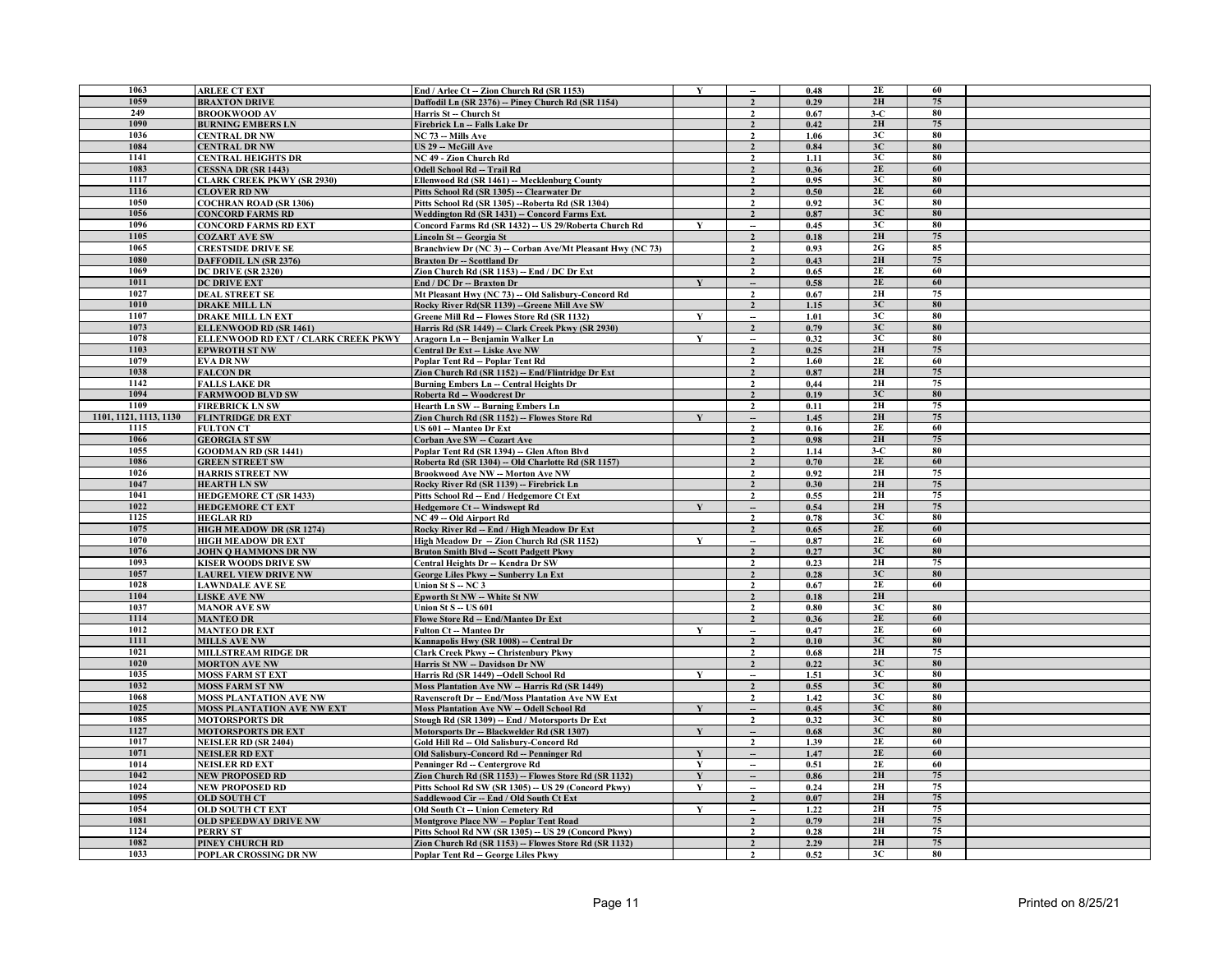| | | | | | | | | |
|---|---|---|---|---|---|---|---|---|
| 1063 | ARLEE CT EXT | End / Arlee Ct -- Zion Church Rd (SR 1153) | Y | -- | 0.48 | 2E | 60 | |
| 1059 | BRAXTON DRIVE | Daffodil Ln (SR 2376) -- Piney Church Rd (SR 1154) | | 2 | 0.29 | 2H | 75 | |
| 249 | BROOKWOOD AV | Harris St -- Church St | | 2 | 0.67 | 3-C | 80 | |
| 1090 | BURNING EMBERS LN | Firebrick Ln -- Falls Lake Dr | | 2 | 0.42 | 2H | 75 | |
| 1036 | CENTRAL DR NW | NC 73 -- Mills Ave | | 2 | 1.06 | 3C | 80 | |
| 1084 | CENTRAL DR NW | US 29 -- McGill Ave | | 2 | 0.84 | 3C | 80 | |
| 1141 | CENTRAL HEIGHTS DR | NC 49 - Zion Church Rd | | 2 | 1.11 | 3C | 80 | |
| 1083 | CESSNA DR (SR 1443) | Odell School Rd -- Trail Rd | | 2 | 0.36 | 2E | 60 | |
| 1117 | CLARK CREEK PKWY (SR 2930) | Ellenwood Rd (SR 1461) -- Mecklenburg County | | 2 | 0.95 | 3C | 80 | |
| 1116 | CLOVER RD NW | Pitts School Rd (SR 1305) -- Clearwater Dr | | 2 | 0.50 | 2E | 60 | |
| 1050 | COCHRAN ROAD (SR 1306) | Pitts School Rd (SR 1305) --Roberta Rd (SR 1304) | | 2 | 0.92 | 3C | 80 | |
| 1056 | CONCORD FARMS RD | Weddington Rd (SR 1431) -- Concord Farms Ext. | | 2 | 0.87 | 3C | 80 | |
| 1096 | CONCORD FARMS RD EXT | Concord Farms Rd (SR 1432) -- US 29/Roberta Church Rd | Y | -- | 0.45 | 3C | 80 | |
| 1105 | COZART AVE SW | Lincoln St -- Georgia St | | 2 | 0.18 | 2H | 75 | |
| 1065 | CRESTSIDE DRIVE SE | Branchview Dr (NC 3) -- Corban Ave/Mt Pleasant Hwy (NC 73) | | 2 | 0.93 | 2G | 85 | |
| 1080 | DAFFODIL LN (SR 2376) | Braxton Dr -- Scottland Dr | | 2 | 0.43 | 2H | 75 | |
| 1069 | DC DRIVE (SR 2320) | Zion Church Rd (SR 1153) -- End / DC Dr Ext | | 2 | 0.65 | 2E | 60 | |
| 1011 | DC DRIVE EXT | End / DC Dr -- Braxton Dr | Y | -- | 0.58 | 2E | 60 | |
| 1027 | DEAL STREET SE | Mt Pleasant Hwy (NC 73) -- Old Salisbury-Concord Rd | | 2 | 0.67 | 2H | 75 | |
| 1010 | DRAKE MILL LN | Rocky River Rd(SR 1139) --Greene Mill Ave SW | | 2 | 1.15 | 3C | 80 | |
| 1107 | DRAKE MILL LN EXT | Greene Mill Rd -- Flowes Store Rd (SR 1132) | Y | -- | 1.01 | 3C | 80 | |
| 1073 | ELLENWOOD RD (SR 1461) | Harris Rd (SR 1449) -- Clark Creek Pkwy (SR 2930) | | 2 | 0.79 | 3C | 80 | |
| 1078 | ELLENWOOD RD EXT / CLARK CREEK PKWY | Aragorn Ln -- Benjamin Walker Ln | Y | -- | 0.32 | 3C | 80 | |
| 1103 | EPWROTH ST NW | Central Dr Ext -- Liske Ave NW | | 2 | 0.25 | 2H | 75 | |
| 1079 | EVA DR NW | Poplar Tent Rd -- Poplar Tent Rd | | 2 | 1.60 | 2E | 60 | |
| 1038 | FALCON DR | Zion Church Rd (SR 1152) -- End/Flintridge Dr Ext | | 2 | 0.87 | 2H | 75 | |
| 1142 | FALLS LAKE DR | Burning Embers Ln -- Central Heights Dr | | 2 | 0,44 | 2H | 75 | |
| 1094 | FARMWOOD BLVD SW | Roberta Rd -- Woodcrest Dr | | 2 | 0.19 | 3C | 80 | |
| 1109 | FIREBRICK LN SW | Hearth Ln SW -- Burning Embers Ln | | 2 | 0.11 | 2H | 75 | |
| 1101, 1121, 1113, 1130 | FLINTRIDGE DR EXT | Zion Church Rd (SR 1152) -- Flowes Store Rd | Y | -- | 1.45 | 2H | 75 | |
| 1115 | FULTON CT | US 601 -- Manteo Dr Ext | | 2 | 0.16 | 2E | 60 | |
| 1066 | GEORGIA ST SW | Corban Ave SW -- Cozart Ave | | 2 | 0.98 | 2H | 75 | |
| 1055 | GOODMAN RD (SR 1441) | Poplar Tent Rd (SR 1394) -- Glen Afton Blvd | | 2 | 1.14 | 3-C | 80 | |
| 1086 | GREEN STREET SW | Roberta Rd (SR 1304) -- Old Charlotte Rd (SR 1157) | | 2 | 0.70 | 2E | 60 | |
| 1026 | HARRIS STREET NW | Brookwood Ave NW -- Morton Ave NW | | 2 | 0.92 | 2H | 75 | |
| 1047 | HEARTH LN SW | Rocky River Rd (SR 1139) -- Firebrick Ln | | 2 | 0.30 | 2H | 75 | |
| 1041 | HEDGEMORE CT (SR 1433) | Pitts School Rd -- End / Hedgemore Ct Ext | | 2 | 0.55 | 2H | 75 | |
| 1022 | HEDGEMORE CT EXT | Hedgemore Ct -- Windswept Rd | Y | -- | 0.54 | 2H | 75 | |
| 1125 | HEGLAR RD | NC 49 -- Old Airport Rd | | 2 | 0.78 | 3C | 80 | |
| 1075 | HIGH MEADOW DR (SR 1274) | Rocky River Rd -- End / High Meadow Dr Ext | | 2 | 0.65 | 2E | 60 | |
| 1070 | HIGH MEADOW DR EXT | High Meadow Dr -- Zion Church Rd (SR 1152) | Y | -- | 0.87 | 2E | 60 | |
| 1076 | JOHN Q HAMMONS DR NW | Bruton Smith Blvd -- Scott Padgett Pkwy | | 2 | 0.27 | 3C | 80 | |
| 1093 | KISER WOODS DRIVE SW | Central Heights Dr -- Kendra Dr SW | | 2 | 0.23 | 2H | 75 | |
| 1057 | LAUREL VIEW DRIVE NW | George Liles Pkwy -- Sunberry Ln Ext | | 2 | 0.28 | 3C | 80 | |
| 1028 | LAWNDALE AVE SE | Union St S -- NC 3 | | 2 | 0.67 | 2E | 60 | |
| 1104 | LISKE AVE NW | Epworth St NW -- White St NW | | 2 | 0.18 | 2H | | |
| 1037 | MANOR AVE SW | Union St S -- US 601 | | 2 | 0.80 | 3C | 80 | |
| 1114 | MANTEO DR | Flowe Store Rd -- End/Manteo Dr Ext | | 2 | 0.36 | 2E | 60 | |
| 1012 | MANTEO DR EXT | Fulton Ct -- Manteo Dr | Y | -- | 0.47 | 2E | 60 | |
| 1111 | MILLS AVE NW | Kannapolis Hwy (SR 1008) -- Central Dr | | 2 | 0.10 | 3C | 80 | |
| 1021 | MILLSTREAM RIDGE DR | Clark Creek Pkwy -- Christenbury Pkwy | | 2 | 0.68 | 2H | 75 | |
| 1020 | MORTON AVE NW | Harris St NW -- Davidson Dr NW | | 2 | 0.22 | 3C | 80 | |
| 1035 | MOSS FARM ST EXT | Harris Rd (SR 1449) --Odell School Rd | Y | -- | 1.51 | 3C | 80 | |
| 1032 | MOSS FARM ST NW | Moss Plantation Ave NW -- Harris Rd (SR 1449) | | 2 | 0.55 | 3C | 80 | |
| 1068 | MOSS PLANTATION AVE NW | Ravenscroft Dr -- End/Moss Plantation Ave NW Ext | | 2 | 1.42 | 3C | 80 | |
| 1025 | MOSS PLANTATION AVE NW EXT | Moss Plantation Ave NW -- Odell School Rd | Y | -- | 0.45 | 3C | 80 | |
| 1085 | MOTORSPORTS DR | Stough Rd (SR 1309) -- End / Motorsports Dr Ext | | 2 | 0.32 | 3C | 80 | |
| 1127 | MOTORSPORTS DR EXT | Motorsports Dr -- Blackwelder Rd (SR 1307) | Y | -- | 0.68 | 3C | 80 | |
| 1017 | NEISLER RD (SR 2404) | Gold Hill Rd -- Old Salisbury-Concord Rd | | 2 | 1.39 | 2E | 60 | |
| 1071 | NEISLER RD EXT | Old Salisbury-Concord Rd -- Penninger Rd | Y | -- | 1.47 | 2E | 60 | |
| 1014 | NEISLER RD EXT | Penninger Rd -- Centergrove Rd | Y | -- | 0.51 | 2E | 60 | |
| 1042 | NEW PROPOSED RD | Zion Church Rd (SR 1153) -- Flowes Store Rd (SR 1132) | Y | -- | 0.86 | 2H | 75 | |
| 1024 | NEW PROPOSED RD | Pitts School Rd SW (SR 1305) -- US 29 (Concord Pkwy) | Y | -- | 0.24 | 2H | 75 | |
| 1095 | OLD SOUTH CT | Saddlewood Cir -- End / Old South Ct Ext | | 2 | 0.07 | 2H | 75 | |
| 1054 | OLD SOUTH CT EXT | Old South Ct -- Union Cemetery Rd | Y | -- | 1.22 | 2H | 75 | |
| 1081 | OLD SPEEDWAY DRIVE NW | Montgrove Place NW -- Poplar Tent Road | | 2 | 0.79 | 2H | 75 | |
| 1124 | PERRY ST | Pitts School Rd NW (SR 1305) -- US 29 (Concord Pkwy) | | 2 | 0.28 | 2H | 75 | |
| 1082 | PINEY CHURCH RD | Zion Church Rd (SR 1153) -- Flowes Store Rd (SR 1132) | | 2 | 2.29 | 2H | 75 | |
| 1033 | POPLAR CROSSING DR NW | Poplar Tent Rd -- George Liles Pkwy | | 2 | 0.52 | 3C | 80 | |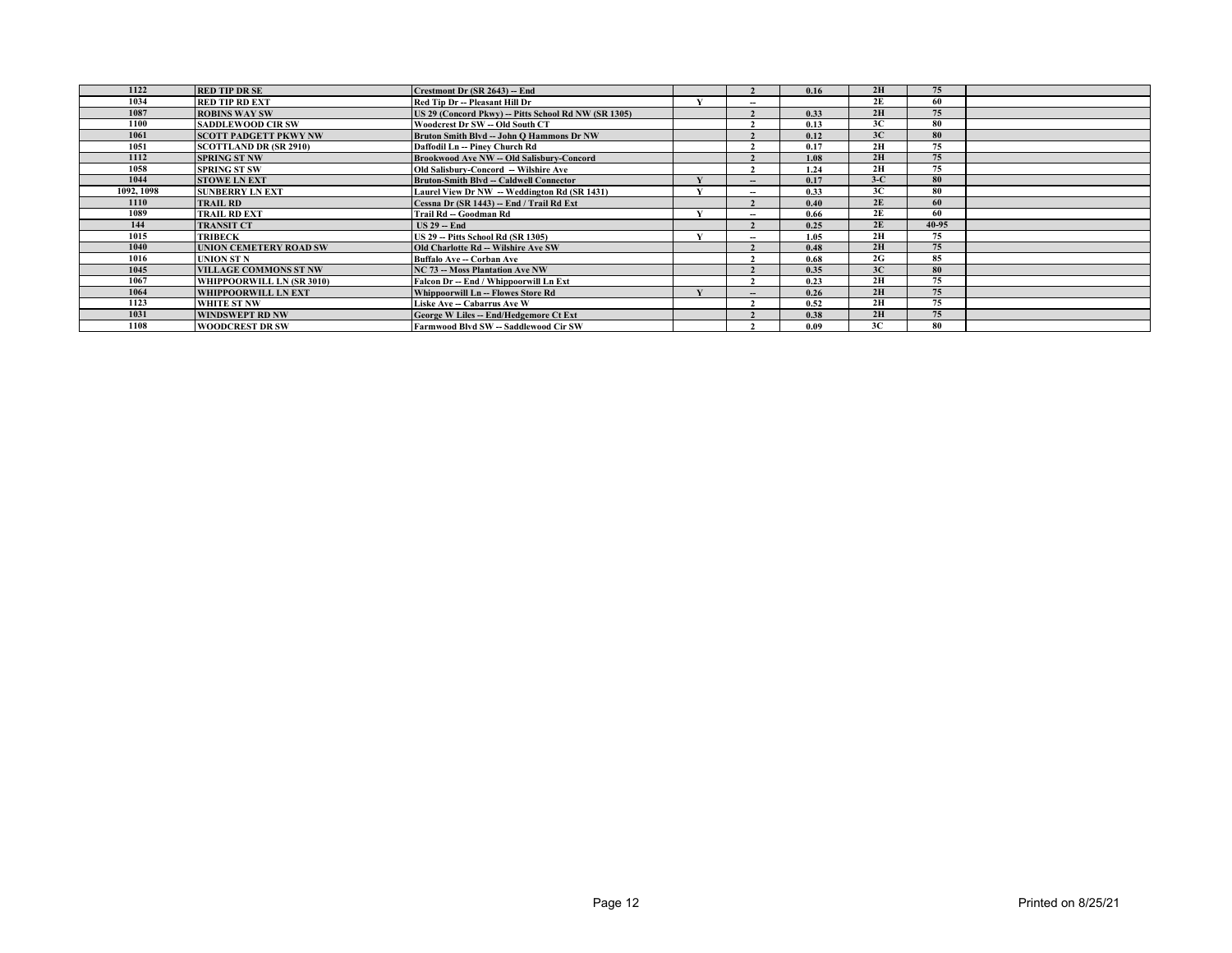| | | | | | | | | |
|---|---|---|---|---|---|---|---|---|
| 1122 | RED TIP DR SE | Crestmont Dr (SR 2643) -- End | | 2 | 0.16 | 2H | 75 | |
| 1034 | RED TIP RD EXT | Red Tip Dr -- Pleasant Hill Dr | Y | -- | | 2E | 60 | |
| 1087 | ROBINS WAY SW | US 29 (Concord Pkwy) -- Pitts School Rd NW (SR 1305) | | 2 | 0.33 | 2H | 75 | |
| 1100 | SADDLEWOOD CIR SW | Woodcrest Dr SW -- Old South CT | | 2 | 0.13 | 3C | 80 | |
| 1061 | SCOTT PADGETT PKWY NW | Bruton Smith Blvd -- John Q Hammons Dr NW | | 2 | 0.12 | 3C | 80 | |
| 1051 | SCOTTLAND DR (SR 2910) | Daffodil Ln -- Piney Church Rd | | 2 | 0.17 | 2H | 75 | |
| 1112 | SPRING ST NW | Brookwood Ave NW -- Old Salisbury-Concord | | 2 | 1.08 | 2H | 75 | |
| 1058 | SPRING ST SW | Old Salisbury-Concord -- Wilshire Ave | | 2 | 1.24 | 2H | 75 | |
| 1044 | STOWE LN EXT | Bruton-Smith Blvd -- Caldwell Connector | Y | -- | 0.17 | 3-C | 80 | |
| 1092, 1098 | SUNBERRY LN EXT | Laurel View Dr NW -- Weddington Rd (SR 1431) | Y | -- | 0.33 | 3C | 80 | |
| 1110 | TRAIL RD | Cessna Dr (SR 1443) -- End / Trail Rd Ext | | 2 | 0.40 | 2E | 60 | |
| 1089 | TRAIL RD EXT | Trail Rd -- Goodman Rd | Y | -- | 0.66 | 2E | 60 | |
| 144 | TRANSIT CT | US 29 -- End | | 2 | 0.25 | 2E | 40-95 | |
| 1015 | TRIBECK | US 29 -- Pitts School Rd (SR 1305) | Y | -- | 1.05 | 2H | 75 | |
| 1040 | UNION CEMETERY ROAD SW | Old Charlotte Rd -- Wilshire Ave SW | | 2 | 0.48 | 2H | 75 | |
| 1016 | UNION ST N | Buffalo Ave -- Corban Ave | | 2 | 0.68 | 2G | 85 | |
| 1045 | VILLAGE COMMONS ST NW | NC 73 -- Moss Plantation Ave NW | | 2 | 0.35 | 3C | 80 | |
| 1067 | WHIPPOORWILL LN (SR 3010) | Falcon Dr -- End / Whippoorwill Ln Ext | | 2 | 0.23 | 2H | 75 | |
| 1064 | WHIPPOORWILL LN EXT | Whippoorwill Ln -- Flowes Store Rd | Y | -- | 0.26 | 2H | 75 | |
| 1123 | WHITE ST NW | Liske Ave -- Cabarrus Ave W | | 2 | 0.52 | 2H | 75 | |
| 1031 | WINDSWEPT RD NW | George W Liles -- End/Hedgemore Ct Ext | | 2 | 0.38 | 2H | 75 | |
| 1108 | WOODCREST DR SW | Farmwood Blvd SW -- Saddlewood Cir SW | | 2 | 0.09 | 3C | 80 | |

Printed on 8/25/21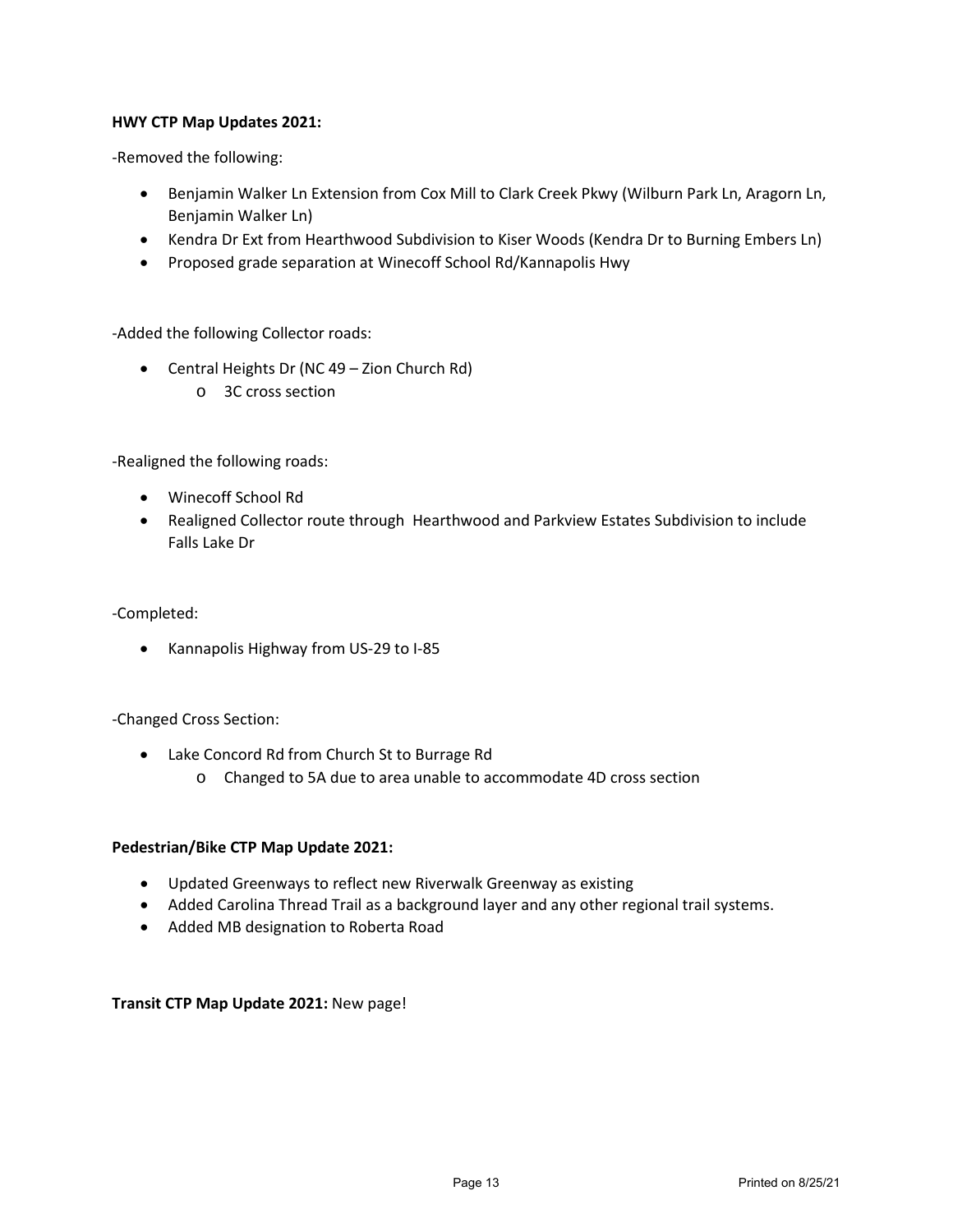**HWY CTP Map Updates 2021:**

-Removed the following:

- Benjamin Walker Ln Extension from Cox Mill to Clark Creek Pkwy (Wilburn Park Ln, Aragorn Ln, Benjamin Walker Ln)
- Kendra Dr Ext from Hearthwood Subdivision to Kiser Woods (Kendra Dr to Burning Embers Ln)
- Proposed grade separation at Winecoff School Rd/Kannapolis Hwy

-Added the following Collector roads:

- Central Heights Dr (NC 49 – Zion Church Rd)
  - 3C cross section

-Realigned the following roads:

- Winecoff School Rd
- Realigned Collector route through Hearthwood and Parkview Estates Subdivision to include Falls Lake Dr

-Completed:

- Kannapolis Highway from US-29 to I-85

-Changed Cross Section:

- Lake Concord Rd from Church St to Burrage Rd
  - Changed to 5A due to area unable to accommodate 4D cross section

**Pedestrian/Bike CTP Map Update 2021:**

- Updated Greenways to reflect new Riverwalk Greenway as existing
- Added Carolina Thread Trail as a background layer and any other regional trail systems.
- Added MB designation to Roberta Road

**Transit CTP Map Update 2021:** New page!